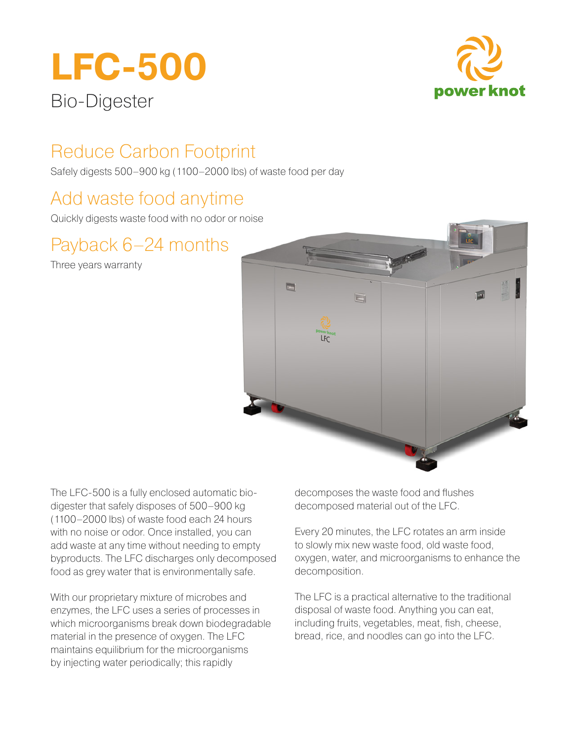# LFC-500

Bio-Digester

power knot

## Reduce Carbon Footprint

Safely digests 500–900 kg (1100–2000 lbs) of waste food per day

## Add waste food anytime

Quickly digests waste food with no odor or noise

## Payback 6–24 months

Three years warranty

The LFC-500 is a fully enclosed automatic bio-digester that safely disposes of 500–900 kg (1100–2000 lbs) of waste food each 24 hours with no noise or odor. Once installed, you can add waste at any time without needing to empty byproducts. The LFC discharges only decomposed food as grey water that is environmentally safe.

With our proprietary mixture of microbes and enzymes, the LFC uses a series of processes in which microorganisms break down biodegradable material in the presence of oxygen. The LFC maintains equilibrium for the microorganisms by injecting water periodically; this rapidly decomposes the waste food and flushes decomposed material out of the LFC.

Every 20 minutes, the LFC rotates an arm inside to slowly mix new waste food, old waste food, oxygen, water, and microorganisms to enhance the decomposition.

The LFC is a practical alternative to the traditional disposal of waste food. Anything you can eat, including fruits, vegetables, meat, fish, cheese, bread, rice, and noodles can go into the LFC.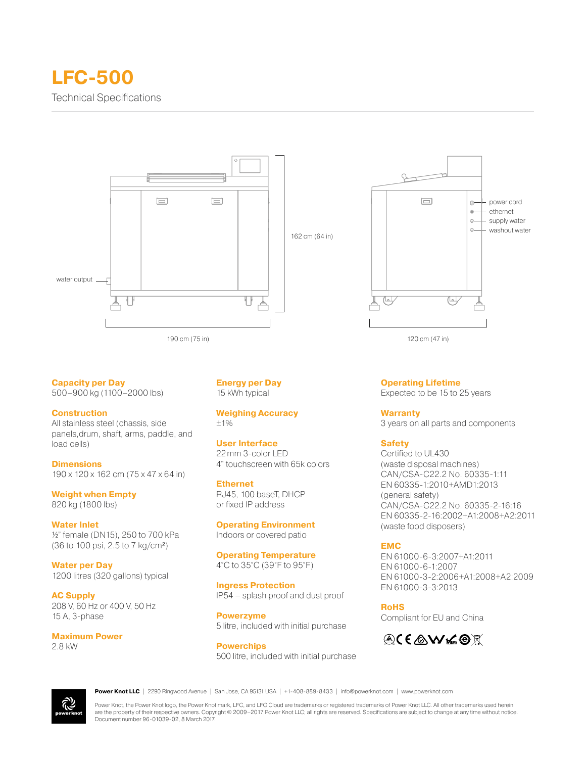# LFC-500

Technical Specifications

water output

162 cm (64 in)

190 cm (75 in)

power cord

ethernet

supply water

washout water

120 cm (47 in)

### Capacity per Day
500–900 kg (1100–2000 lbs)

### Construction
All stainless steel (chassis, side panels,drum, shaft, arms, paddle, and load cells)

### Dimensions
190 x 120 x 162 cm (75 x 47 x 64 in)

### Weight when Empty
820 kg (1800 lbs)

### Water Inlet
½" female (DN15), 250 to 700 kPa
(36 to 100 psi, 2.5 to 7 kg/cm²)

### Water per Day
1200 litres (320 gallons) typical

### AC Supply
208 V, 60 Hz or 400 V, 50 Hz
15 A, 3-phase

### Maximum Power
2.8 kW

### Energy per Day
15 kWh typical

### Weighing Accuracy
±1%

### User Interface
22 mm 3-color LED
4" touchscreen with 65k colors

### Ethernet
RJ45, 100 baseT, DHCP
or fixed IP address

### Operating Environment
Indoors or covered patio

### Operating Temperature
4°C to 35°C (39°F to 95°F)

### Ingress Protection
IP54 – splash proof and dust proof

### Powerzyme
5 litre, included with initial purchase

### Powerchips
500 litre, included with initial purchase

### Operating Lifetime
Expected to be 15 to 25 years

### Warranty
3 years on all parts and components

### Safety
Certified to UL430
(waste disposal machines)
CAN/CSA-C22.2 No. 60335-1:11
EN 60335-1:2010+AMD1:2013
(general safety)
CAN/CSA-C22.2 No. 60335-2-16:16
EN 60335-2-16:2002+A1:2008+A2:2011
(waste food disposers)

### EMC
EN 61000-6-3:2007+A1:2011
EN 61000-6-1:2007
EN 61000-3-2:2006+A1:2008+A2:2009
EN 61000-3-3:2013

### RoHS
Compliant for EU and China

**Power Knot LLC** | 2290 Ringwood Avenue | San Jose, CA 95131 USA | +1-408-889-8433 | info@powerknot.com | www.powerknot.com

Power Knot, the Power Knot logo, the Power Knot mark, LFC, and LFC Cloud are trademarks or registered trademarks of Power Knot LLC. All other trademarks used herein are the property of their respective owners. Copyright © 2009–2017 Power Knot LLC; all rights are reserved. Specifications are subject to change at any time without notice. Document number 96-01039-02, 8 March 2017.